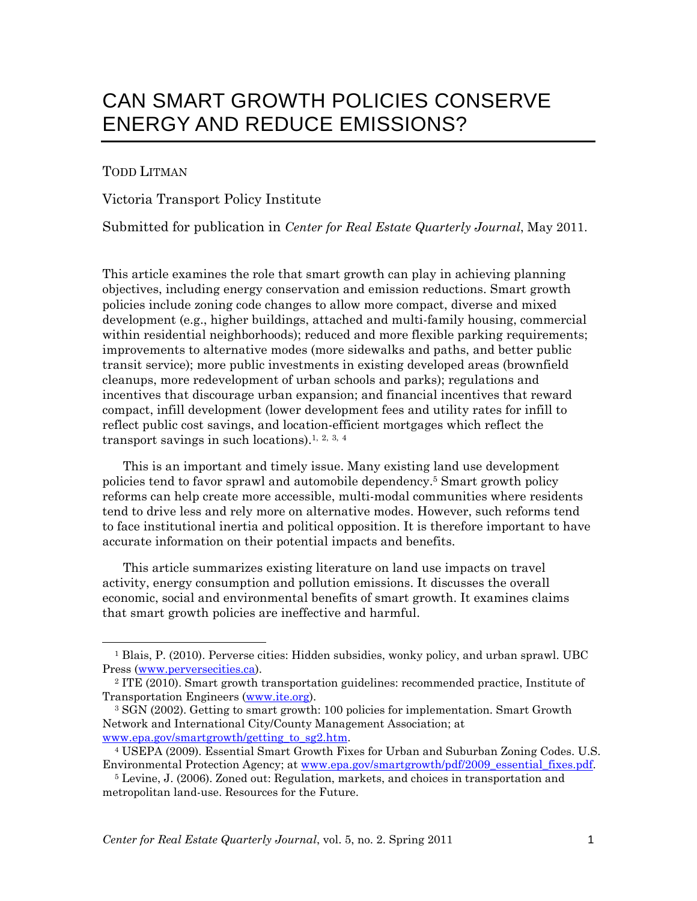# CAN SMART GROWTH POLICIES CONSERVE ENERGY AND REDUCE EMISSIONS?

TODD LITMAN

Victoria Transport Policy Institute

Submitted for publication in *Center for Real Estate Quarterly Journal*, May 2011.

This article examines the role that smart growth can play in achieving planning objectives, including energy conservation and emission reductions. Smart growth policies include zoning code changes to allow more compact, diverse and mixed development (e.g., higher buildings, attached and multi-family housing, commercial within residential neighborhoods); reduced and more flexible parking requirements; improvements to alternative modes (more sidewalks and paths, and better public transit service); more public investments in existing developed areas (brownfield cleanups, more redevelopment of urban schools and parks); regulations and incentives that discourage urban expansion; and financial incentives that reward compact, infill development (lower development fees and utility rates for infill to reflect public cost savings, and location-efficient mortgages which reflect the transport savings in such locations).[1, 2, 3, 4]

This is an important and timely issue. Many existing land use development policies tend to favor sprawl and automobile dependency.[5] Smart growth policy reforms can help create more accessible, multi-modal communities where residents tend to drive less and rely more on alternative modes. However, such reforms tend to face institutional inertia and political opposition. It is therefore important to have accurate information on their potential impacts and benefits.

This article summarizes existing literature on land use impacts on travel activity, energy consumption and pollution emissions. It discusses the overall economic, social and environmental benefits of smart growth. It examines claims that smart growth policies are ineffective and harmful.

---

[1] Blais, P. (2010). Perverse cities: Hidden subsidies, wonky policy, and urban sprawl. UBC Press (www.perversecities.ca).

[2] ITE (2010). Smart growth transportation guidelines: recommended practice, Institute of Transportation Engineers (www.ite.org).

[3] SGN (2002). Getting to smart growth: 100 policies for implementation. Smart Growth Network and International City/County Management Association; at www.epa.gov/smartgrowth/getting_to_sg2.htm.

[4] USEPA (2009). Essential Smart Growth Fixes for Urban and Suburban Zoning Codes. U.S. Environmental Protection Agency; at www.epa.gov/smartgrowth/pdf/2009_essential_fixes.pdf.

[5] Levine, J. (2006). Zoned out: Regulation, markets, and choices in transportation and metropolitan land-use. Resources for the Future.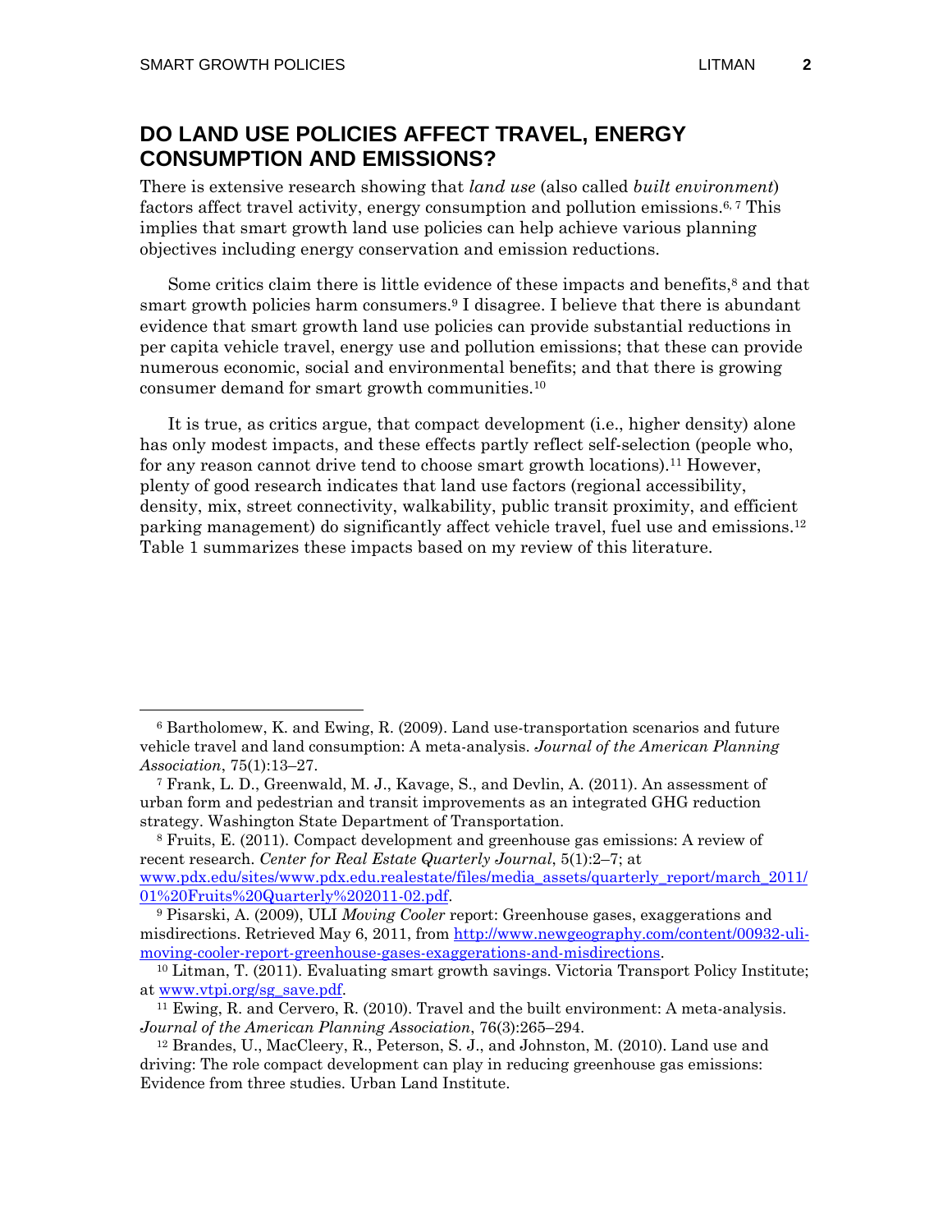## DO LAND USE POLICIES AFFECT TRAVEL, ENERGY CONSUMPTION AND EMISSIONS?

There is extensive research showing that *land use* (also called *built environment*) factors affect travel activity, energy consumption and pollution emissions.[6, 7] This implies that smart growth land use policies can help achieve various planning objectives including energy conservation and emission reductions.

Some critics claim there is little evidence of these impacts and benefits,[8] and that smart growth policies harm consumers.[9] I disagree. I believe that there is abundant evidence that smart growth land use policies can provide substantial reductions in per capita vehicle travel, energy use and pollution emissions; that these can provide numerous economic, social and environmental benefits; and that there is growing consumer demand for smart growth communities.[10]

It is true, as critics argue, that compact development (i.e., higher density) alone has only modest impacts, and these effects partly reflect self-selection (people who, for any reason cannot drive tend to choose smart growth locations).[11] However, plenty of good research indicates that land use factors (regional accessibility, density, mix, street connectivity, walkability, public transit proximity, and efficient parking management) do significantly affect vehicle travel, fuel use and emissions.[12] Table 1 summarizes these impacts based on my review of this literature.

---

[6] Bartholomew, K. and Ewing, R. (2009). Land use-transportation scenarios and future vehicle travel and land consumption: A meta-analysis. *Journal of the American Planning Association*, 75(1):13–27.

[7] Frank, L. D., Greenwald, M. J., Kavage, S., and Devlin, A. (2011). An assessment of urban form and pedestrian and transit improvements as an integrated GHG reduction strategy. Washington State Department of Transportation.

[8] Fruits, E. (2011). Compact development and greenhouse gas emissions: A review of recent research. *Center for Real Estate Quarterly Journal*, 5(1):2–7; at www.pdx.edu/sites/www.pdx.edu.realestate/files/media_assets/quarterly_report/march_2011/01%20Fruits%20Quarterly%202011-02.pdf.

[9] Pisarski, A. (2009), ULI *Moving Cooler* report: Greenhouse gases, exaggerations and misdirections. Retrieved May 6, 2011, from http://www.newgeography.com/content/00932-uli-moving-cooler-report-greenhouse-gases-exaggerations-and-misdirections.

[10] Litman, T. (2011). Evaluating smart growth savings. Victoria Transport Policy Institute; at www.vtpi.org/sg_save.pdf.

[11] Ewing, R. and Cervero, R. (2010). Travel and the built environment: A meta-analysis. *Journal of the American Planning Association*, 76(3):265–294.

[12] Brandes, U., MacCleery, R., Peterson, S. J., and Johnston, M. (2010). Land use and driving: The role compact development can play in reducing greenhouse gas emissions: Evidence from three studies. Urban Land Institute.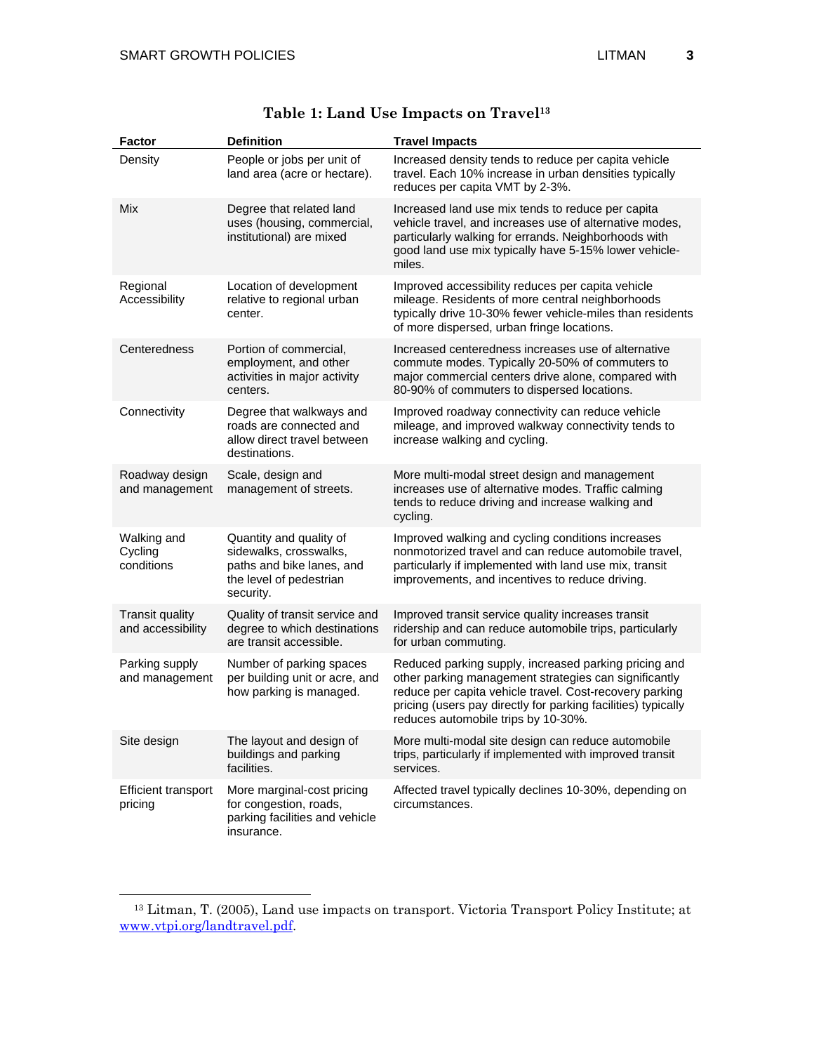**Table 1: Land Use Impacts on Travel**[13]

| Factor | Definition | Travel Impacts |
|---|---|---|
| Density | People or jobs per unit of land area (acre or hectare). | Increased density tends to reduce per capita vehicle travel. Each 10% increase in urban densities typically reduces per capita VMT by 2-3%. |
| Mix | Degree that related land uses (housing, commercial, institutional) are mixed | Increased land use mix tends to reduce per capita vehicle travel, and increases use of alternative modes, particularly walking for errands. Neighborhoods with good land use mix typically have 5-15% lower vehicle-miles. |
| Regional Accessibility | Location of development relative to regional urban center. | Improved accessibility reduces per capita vehicle mileage. Residents of more central neighborhoods typically drive 10-30% fewer vehicle-miles than residents of more dispersed, urban fringe locations. |
| Centeredness | Portion of commercial, employment, and other activities in major activity centers. | Increased centeredness increases use of alternative commute modes. Typically 20-50% of commuters to major commercial centers drive alone, compared with 80-90% of commuters to dispersed locations. |
| Connectivity | Degree that walkways and roads are connected and allow direct travel between destinations. | Improved roadway connectivity can reduce vehicle mileage, and improved walkway connectivity tends to increase walking and cycling. |
| Roadway design and management | Scale, design and management of streets. | More multi-modal street design and management increases use of alternative modes. Traffic calming tends to reduce driving and increase walking and cycling. |
| Walking and Cycling conditions | Quantity and quality of sidewalks, crosswalks, paths and bike lanes, and the level of pedestrian security. | Improved walking and cycling conditions increases nonmotorized travel and can reduce automobile travel, particularly if implemented with land use mix, transit improvements, and incentives to reduce driving. |
| Transit quality and accessibility | Quality of transit service and degree to which destinations are transit accessible. | Improved transit service quality increases transit ridership and can reduce automobile trips, particularly for urban commuting. |
| Parking supply and management | Number of parking spaces per building unit or acre, and how parking is managed. | Reduced parking supply, increased parking pricing and other parking management strategies can significantly reduce per capita vehicle travel. Cost-recovery parking pricing (users pay directly for parking facilities) typically reduces automobile trips by 10-30%. |
| Site design | The layout and design of buildings and parking facilities. | More multi-modal site design can reduce automobile trips, particularly if implemented with improved transit services. |
| Efficient transport pricing | More marginal-cost pricing for congestion, roads, parking facilities and vehicle insurance. | Affected travel typically declines 10-30%, depending on circumstances. |

[13] Litman, T. (2005), Land use impacts on transport. Victoria Transport Policy Institute; at www.vtpi.org/landtravel.pdf.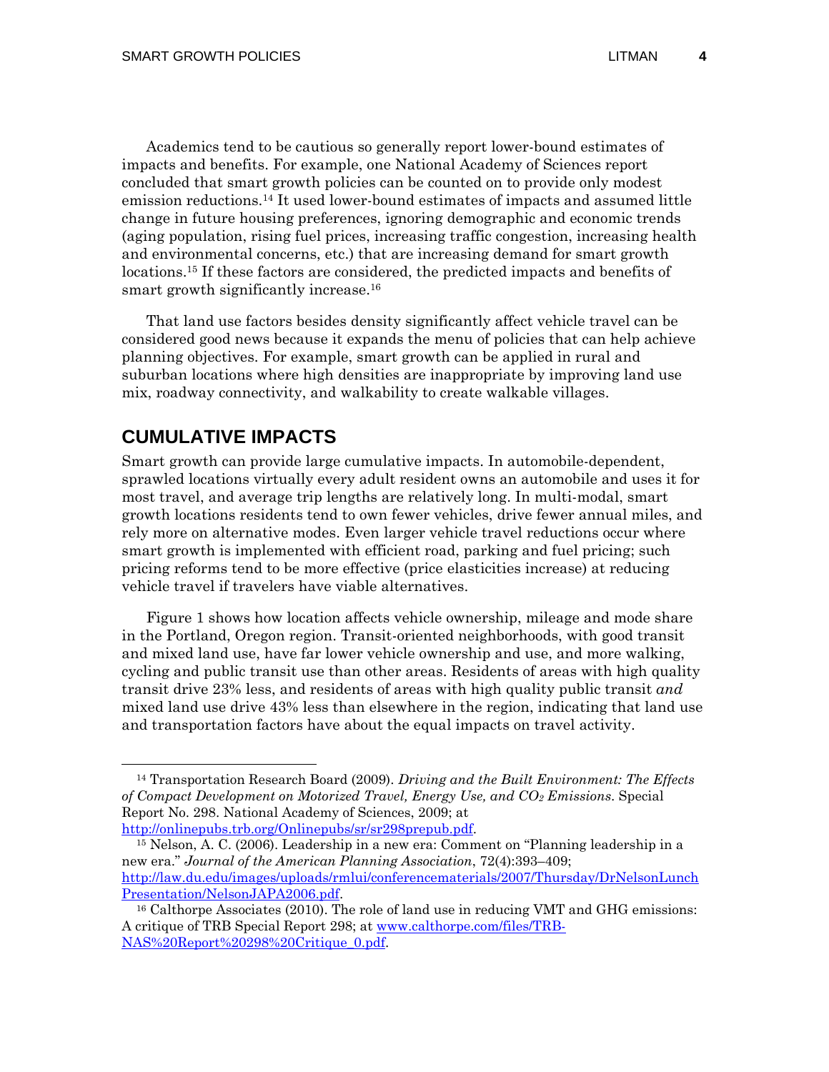Academics tend to be cautious so generally report lower-bound estimates of impacts and benefits. For example, one National Academy of Sciences report concluded that smart growth policies can be counted on to provide only modest emission reductions.[14] It used lower-bound estimates of impacts and assumed little change in future housing preferences, ignoring demographic and economic trends (aging population, rising fuel prices, increasing traffic congestion, increasing health and environmental concerns, etc.) that are increasing demand for smart growth locations.[15] If these factors are considered, the predicted impacts and benefits of smart growth significantly increase.[16]

That land use factors besides density significantly affect vehicle travel can be considered good news because it expands the menu of policies that can help achieve planning objectives. For example, smart growth can be applied in rural and suburban locations where high densities are inappropriate by improving land use mix, roadway connectivity, and walkability to create walkable villages.

## CUMULATIVE IMPACTS

Smart growth can provide large cumulative impacts. In automobile-dependent, sprawled locations virtually every adult resident owns an automobile and uses it for most travel, and average trip lengths are relatively long. In multi-modal, smart growth locations residents tend to own fewer vehicles, drive fewer annual miles, and rely more on alternative modes. Even larger vehicle travel reductions occur where smart growth is implemented with efficient road, parking and fuel pricing; such pricing reforms tend to be more effective (price elasticities increase) at reducing vehicle travel if travelers have viable alternatives.

Figure 1 shows how location affects vehicle ownership, mileage and mode share in the Portland, Oregon region. Transit-oriented neighborhoods, with good transit and mixed land use, have far lower vehicle ownership and use, and more walking, cycling and public transit use than other areas. Residents of areas with high quality transit drive 23% less, and residents of areas with high quality public transit *and* mixed land use drive 43% less than elsewhere in the region, indicating that land use and transportation factors have about the equal impacts on travel activity.

---

[14] Transportation Research Board (2009). *Driving and the Built Environment: The Effects of Compact Development on Motorized Travel, Energy Use, and $CO_2$ Emissions*. Special Report No. 298. National Academy of Sciences, 2009; at http://onlinepubs.trb.org/Onlinepubs/sr/sr298prepub.pdf.

[15] Nelson, A. C. (2006). Leadership in a new era: Comment on "Planning leadership in a new era." *Journal of the American Planning Association*, 72(4):393–409; http://law.du.edu/images/uploads/rmlui/conferencematerials/2007/Thursday/DrNelsonLunchPresentation/NelsonJAPA2006.pdf.

[16] Calthorpe Associates (2010). The role of land use in reducing VMT and GHG emissions: A critique of TRB Special Report 298; at www.calthorpe.com/files/TRB-NAS%20Report%20298%20Critique_0.pdf.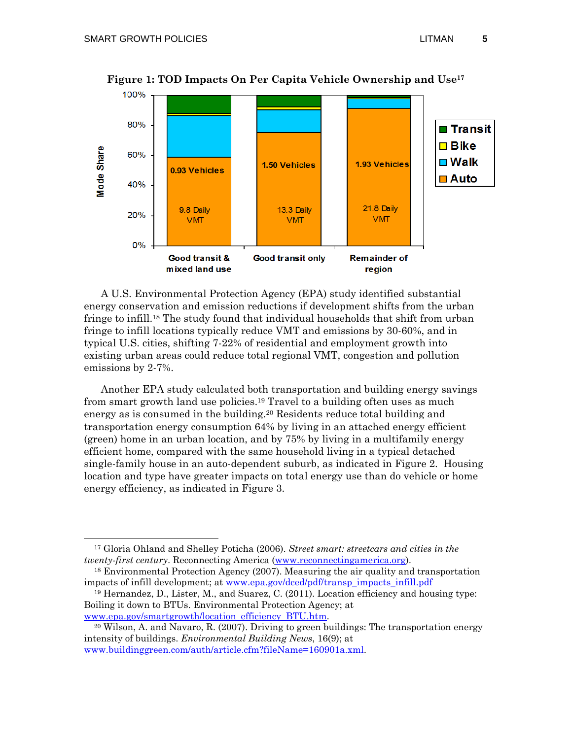**Figure 1: TOD Impacts On Per Capita Vehicle Ownership and Use**[17]

A U.S. Environmental Protection Agency (EPA) study identified substantial energy conservation and emission reductions if development shifts from the urban fringe to infill.[18] The study found that individual households that shift from urban fringe to infill locations typically reduce VMT and emissions by 30-60%, and in typical U.S. cities, shifting 7-22% of residential and employment growth into existing urban areas could reduce total regional VMT, congestion and pollution emissions by 2-7%.

Another EPA study calculated both transportation and building energy savings from smart growth land use policies.[19] Travel to a building often uses as much energy as is consumed in the building.[20] Residents reduce total building and transportation energy consumption 64% by living in an attached energy efficient (green) home in an urban location, and by 75% by living in a multifamily energy efficient home, compared with the same household living in a typical detached single-family house in an auto-dependent suburb, as indicated in Figure 2. Housing location and type have greater impacts on total energy use than do vehicle or home energy efficiency, as indicated in Figure 3.

---

[17] Gloria Ohland and Shelley Poticha (2006). *Street smart: streetcars and cities in the twenty-first century*. Reconnecting America (www.reconnectingamerica.org).

[18] Environmental Protection Agency (2007). Measuring the air quality and transportation impacts of infill development; at www.epa.gov/dced/pdf/transp_impacts_infill.pdf

[19] Hernandez, D., Lister, M., and Suarez, C. (2011). Location efficiency and housing type: Boiling it down to BTUs. Environmental Protection Agency; at www.epa.gov/smartgrowth/location_efficiency_BTU.htm.

[20] Wilson, A. and Navaro, R. (2007). Driving to green buildings: The transportation energy intensity of buildings. *Environmental Building News*, 16(9); at www.buildinggreen.com/auth/article.cfm?fileName=160901a.xml.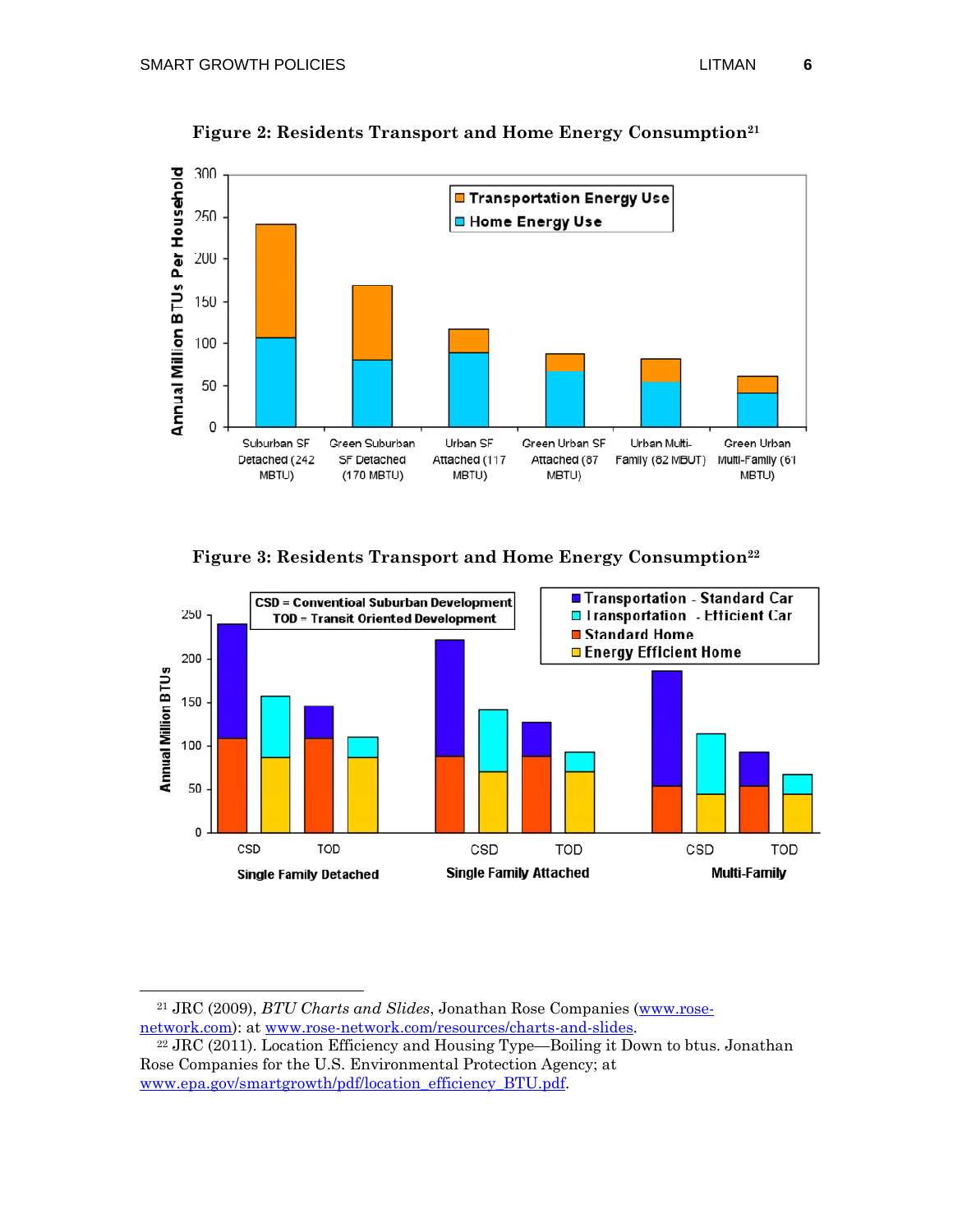**Figure 2: Residents Transport and Home Energy Consumption**[21]

**Figure 3: Residents Transport and Home Energy Consumption**[22]

---

[21] JRC (2009), *BTU Charts and Slides*, Jonathan Rose Companies (www.rose-network.com): at www.rose-network.com/resources/charts-and-slides.

[22] JRC (2011). Location Efficiency and Housing Type—Boiling it Down to btus. Jonathan Rose Companies for the U.S. Environmental Protection Agency; at www.epa.gov/smartgrowth/pdf/location_efficiency_BTU.pdf.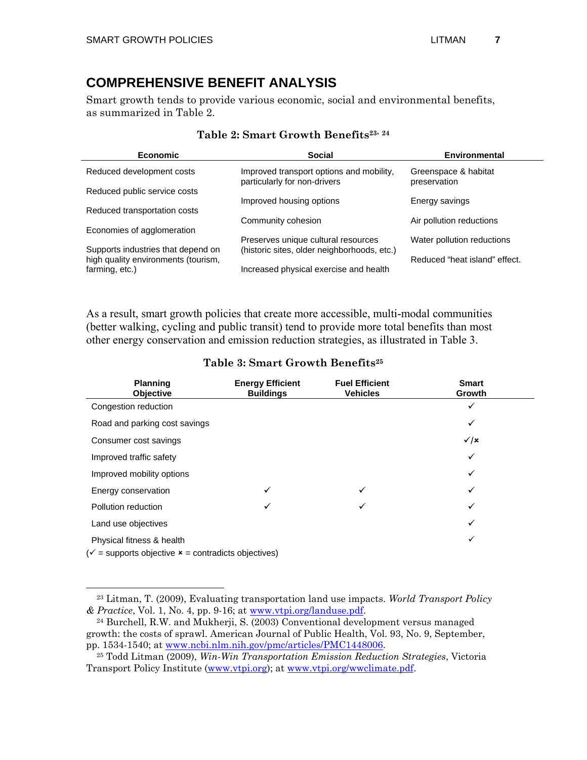## COMPREHENSIVE BENEFIT ANALYSIS

Smart growth tends to provide various economic, social and environmental benefits, as summarized in Table 2.

**Table 2: Smart Growth Benefits**[23, 24]

| Economic | Social | Environmental |
|---|---|---|
| Reduced development costs | Improved transport options and mobility, particularly for non-drivers | Greenspace & habitat preservation |
| Reduced public service costs | Improved housing options | Energy savings |
| Reduced transportation costs | Community cohesion | Air pollution reductions |
| Economies of agglomeration | Preserves unique cultural resources (historic sites, older neighborhoods, etc.) | Water pollution reductions |
| Supports industries that depend on high quality environments (tourism, farming, etc.) | Increased physical exercise and health | Reduced "heat island" effect. |

As a result, smart growth policies that create more accessible, multi-modal communities (better walking, cycling and public transit) tend to provide more total benefits than most other energy conservation and emission reduction strategies, as illustrated in Table 3.

**Table 3: Smart Growth Benefits**[25]

| Planning Objective | Energy Efficient Buildings | Fuel Efficient Vehicles | Smart Growth |
|---|---|---|---|
| Congestion reduction | | | ✓ |
| Road and parking cost savings | | | ✓ |
| Consumer cost savings | | | ✓/✗ |
| Improved traffic safety | | | ✓ |
| Improved mobility options | | | ✓ |
| Energy conservation | ✓ | ✓ | ✓ |
| Pollution reduction | ✓ | ✓ | ✓ |
| Land use objectives | | | ✓ |
| Physical fitness & health | | | ✓ |

(✓ = supports objective ✗ = contradicts objectives)

---

[23] Litman, T. (2009), Evaluating transportation land use impacts. *World Transport Policy & Practice*, Vol. 1, No. 4, pp. 9-16; at www.vtpi.org/landuse.pdf.

[24] Burchell, R.W. and Mukherji, S. (2003) Conventional development versus managed growth: the costs of sprawl. American Journal of Public Health, Vol. 93, No. 9, September, pp. 1534-1540; at www.ncbi.nlm.nih.gov/pmc/articles/PMC1448006.

[25] Todd Litman (2009), *Win-Win Transportation Emission Reduction Strategies*, Victoria Transport Policy Institute (www.vtpi.org); at www.vtpi.org/wwclimate.pdf.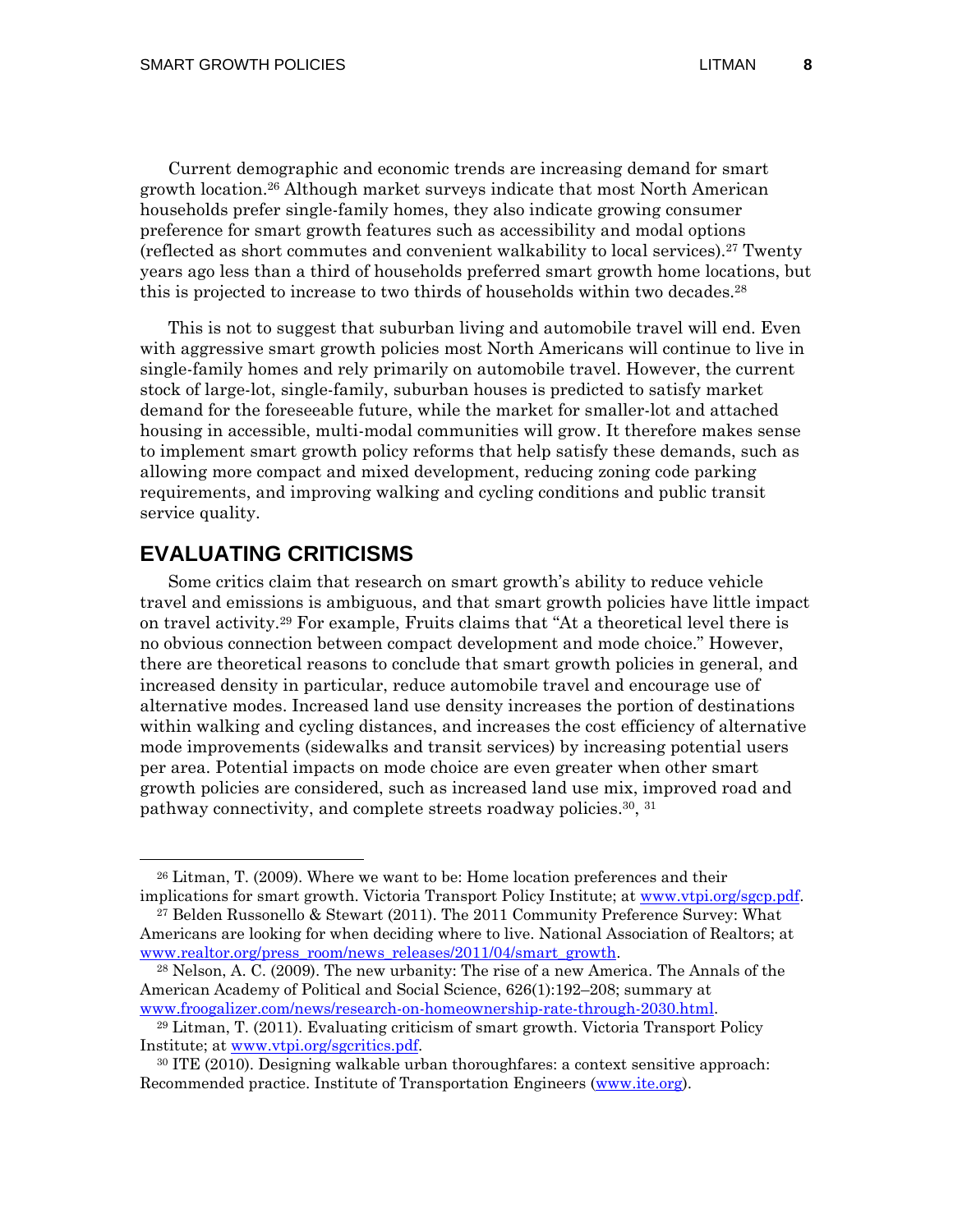Current demographic and economic trends are increasing demand for smart growth location.[26] Although market surveys indicate that most North American households prefer single-family homes, they also indicate growing consumer preference for smart growth features such as accessibility and modal options (reflected as short commutes and convenient walkability to local services).[27] Twenty years ago less than a third of households preferred smart growth home locations, but this is projected to increase to two thirds of households within two decades.[28]

This is not to suggest that suburban living and automobile travel will end. Even with aggressive smart growth policies most North Americans will continue to live in single-family homes and rely primarily on automobile travel. However, the current stock of large-lot, single-family, suburban houses is predicted to satisfy market demand for the foreseeable future, while the market for smaller-lot and attached housing in accessible, multi-modal communities will grow. It therefore makes sense to implement smart growth policy reforms that help satisfy these demands, such as allowing more compact and mixed development, reducing zoning code parking requirements, and improving walking and cycling conditions and public transit service quality.

## EVALUATING CRITICISMS

Some critics claim that research on smart growth's ability to reduce vehicle travel and emissions is ambiguous, and that smart growth policies have little impact on travel activity.[29] For example, Fruits claims that "At a theoretical level there is no obvious connection between compact development and mode choice." However, there are theoretical reasons to conclude that smart growth policies in general, and increased density in particular, reduce automobile travel and encourage use of alternative modes. Increased land use density increases the portion of destinations within walking and cycling distances, and increases the cost efficiency of alternative mode improvements (sidewalks and transit services) by increasing potential users per area. Potential impacts on mode choice are even greater when other smart growth policies are considered, such as increased land use mix, improved road and pathway connectivity, and complete streets roadway policies.[30], [31]

---

[26] Litman, T. (2009). Where we want to be: Home location preferences and their implications for smart growth. Victoria Transport Policy Institute; at www.vtpi.org/sgcp.pdf.

[27] Belden Russonello & Stewart (2011). The 2011 Community Preference Survey: What Americans are looking for when deciding where to live. National Association of Realtors; at www.realtor.org/press_room/news_releases/2011/04/smart_growth.

[28] Nelson, A. C. (2009). The new urbanity: The rise of a new America. The Annals of the American Academy of Political and Social Science, 626(1):192–208; summary at www.froogalizer.com/news/research-on-homeownership-rate-through-2030.html.

[29] Litman, T. (2011). Evaluating criticism of smart growth. Victoria Transport Policy Institute; at www.vtpi.org/sgcritics.pdf.

[30] ITE (2010). Designing walkable urban thoroughfares: a context sensitive approach: Recommended practice. Institute of Transportation Engineers (www.ite.org).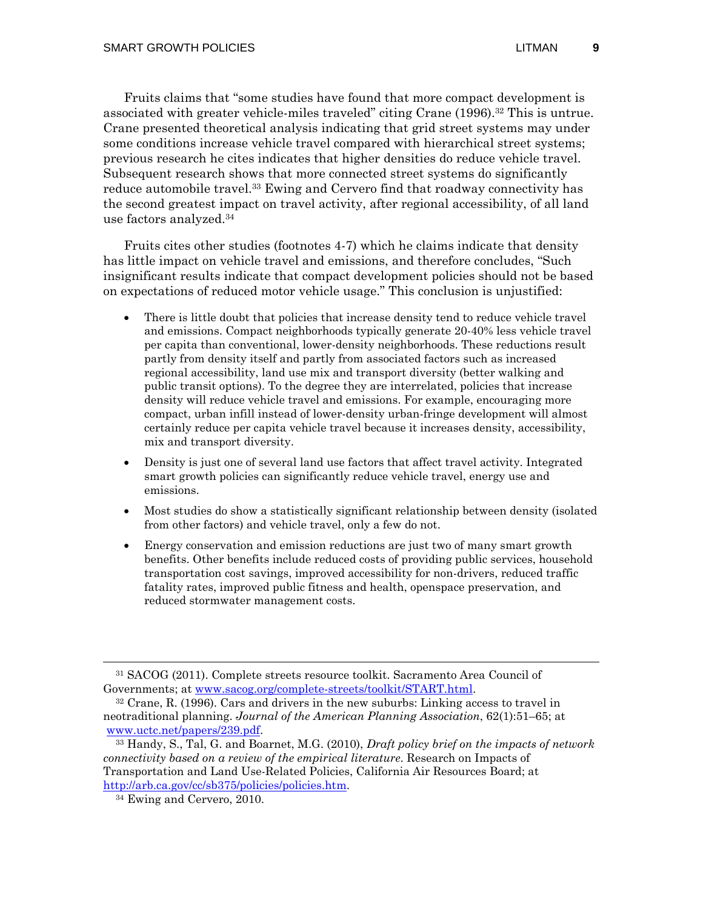Fruits claims that "some studies have found that more compact development is associated with greater vehicle-miles traveled" citing Crane (1996).[32] This is untrue. Crane presented theoretical analysis indicating that grid street systems may under some conditions increase vehicle travel compared with hierarchical street systems; previous research he cites indicates that higher densities do reduce vehicle travel. Subsequent research shows that more connected street systems do significantly reduce automobile travel.[33] Ewing and Cervero find that roadway connectivity has the second greatest impact on travel activity, after regional accessibility, of all land use factors analyzed.[34]

Fruits cites other studies (footnotes 4-7) which he claims indicate that density has little impact on vehicle travel and emissions, and therefore concludes, "Such insignificant results indicate that compact development policies should not be based on expectations of reduced motor vehicle usage." This conclusion is unjustified:

- There is little doubt that policies that increase density tend to reduce vehicle travel and emissions. Compact neighborhoods typically generate 20-40% less vehicle travel per capita than conventional, lower-density neighborhoods. These reductions result partly from density itself and partly from associated factors such as increased regional accessibility, land use mix and transport diversity (better walking and public transit options). To the degree they are interrelated, policies that increase density will reduce vehicle travel and emissions. For example, encouraging more compact, urban infill instead of lower-density urban-fringe development will almost certainly reduce per capita vehicle travel because it increases density, accessibility, mix and transport diversity.
- Density is just one of several land use factors that affect travel activity. Integrated smart growth policies can significantly reduce vehicle travel, energy use and emissions.
- Most studies do show a statistically significant relationship between density (isolated from other factors) and vehicle travel, only a few do not.
- Energy conservation and emission reductions are just two of many smart growth benefits. Other benefits include reduced costs of providing public services, household transportation cost savings, improved accessibility for non-drivers, reduced traffic fatality rates, improved public fitness and health, openspace preservation, and reduced stormwater management costs.

---

[31] SACOG (2011). Complete streets resource toolkit. Sacramento Area Council of Governments; at www.sacog.org/complete-streets/toolkit/START.html.

[32] Crane, R. (1996). Cars and drivers in the new suburbs: Linking access to travel in neotraditional planning. *Journal of the American Planning Association*, 62(1):51–65; at www.uctc.net/papers/239.pdf.

[33] Handy, S., Tal, G. and Boarnet, M.G. (2010), *Draft policy brief on the impacts of network connectivity based on a review of the empirical literature*. Research on Impacts of Transportation and Land Use-Related Policies, California Air Resources Board; at http://arb.ca.gov/cc/sb375/policies/policies.htm.

[34] Ewing and Cervero, 2010.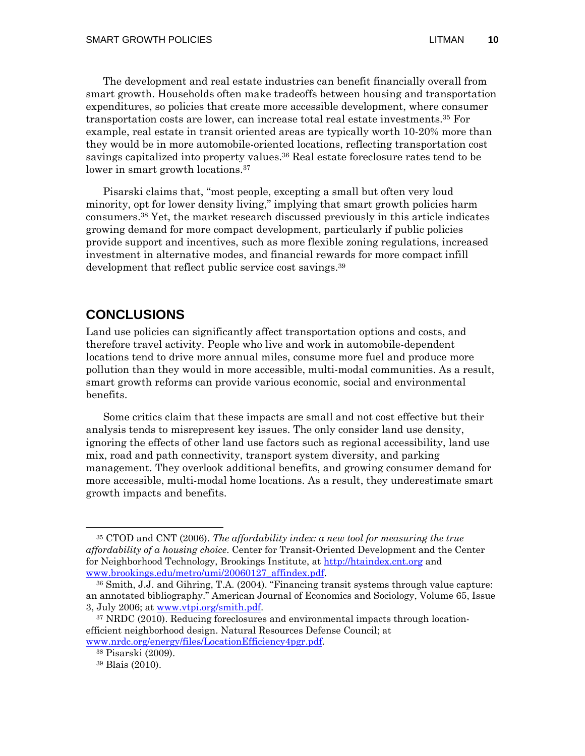The development and real estate industries can benefit financially overall from smart growth. Households often make tradeoffs between housing and transportation expenditures, so policies that create more accessible development, where consumer transportation costs are lower, can increase total real estate investments.[35] For example, real estate in transit oriented areas are typically worth 10-20% more than they would be in more automobile-oriented locations, reflecting transportation cost savings capitalized into property values.[36] Real estate foreclosure rates tend to be lower in smart growth locations.[37]

Pisarski claims that, "most people, excepting a small but often very loud minority, opt for lower density living," implying that smart growth policies harm consumers.[38] Yet, the market research discussed previously in this article indicates growing demand for more compact development, particularly if public policies provide support and incentives, such as more flexible zoning regulations, increased investment in alternative modes, and financial rewards for more compact infill development that reflect public service cost savings.[39]

## CONCLUSIONS

Land use policies can significantly affect transportation options and costs, and therefore travel activity. People who live and work in automobile-dependent locations tend to drive more annual miles, consume more fuel and produce more pollution than they would in more accessible, multi-modal communities. As a result, smart growth reforms can provide various economic, social and environmental benefits.

Some critics claim that these impacts are small and not cost effective but their analysis tends to misrepresent key issues. The only consider land use density, ignoring the effects of other land use factors such as regional accessibility, land use mix, road and path connectivity, transport system diversity, and parking management. They overlook additional benefits, and growing consumer demand for more accessible, multi-modal home locations. As a result, they underestimate smart growth impacts and benefits.

---

[35] CTOD and CNT (2006). *The affordability index: a new tool for measuring the true affordability of a housing choice*. Center for Transit-Oriented Development and the Center for Neighborhood Technology, Brookings Institute, at http://htaindex.cnt.org and www.brookings.edu/metro/umi/20060127_affindex.pdf.

[36] Smith, J.J. and Gihring, T.A. (2004). "Financing transit systems through value capture: an annotated bibliography." American Journal of Economics and Sociology, Volume 65, Issue 3, July 2006; at www.vtpi.org/smith.pdf.

[37] NRDC (2010). Reducing foreclosures and environmental impacts through location-efficient neighborhood design. Natural Resources Defense Council; at www.nrdc.org/energy/files/LocationEfficiency4pgr.pdf.

[38] Pisarski (2009).

[39] Blais (2010).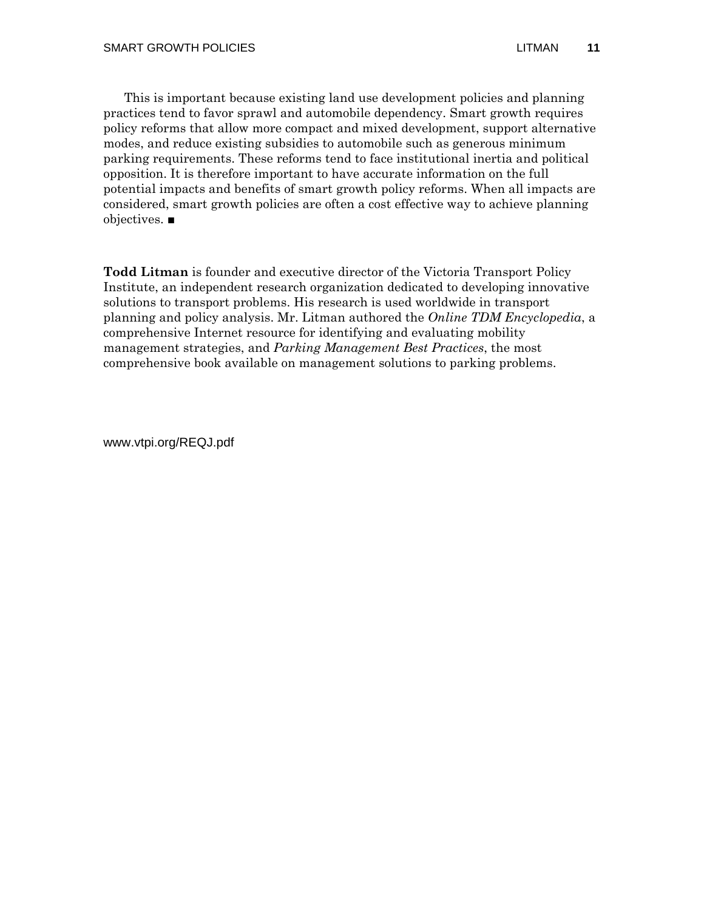This is important because existing land use development policies and planning practices tend to favor sprawl and automobile dependency. Smart growth requires policy reforms that allow more compact and mixed development, support alternative modes, and reduce existing subsidies to automobile such as generous minimum parking requirements. These reforms tend to face institutional inertia and political opposition. It is therefore important to have accurate information on the full potential impacts and benefits of smart growth policy reforms. When all impacts are considered, smart growth policies are often a cost effective way to achieve planning objectives. ■

**Todd Litman** is founder and executive director of the Victoria Transport Policy Institute, an independent research organization dedicated to developing innovative solutions to transport problems. His research is used worldwide in transport planning and policy analysis. Mr. Litman authored the *Online TDM Encyclopedia*, a comprehensive Internet resource for identifying and evaluating mobility management strategies, and *Parking Management Best Practices*, the most comprehensive book available on management solutions to parking problems.

www.vtpi.org/REQJ.pdf